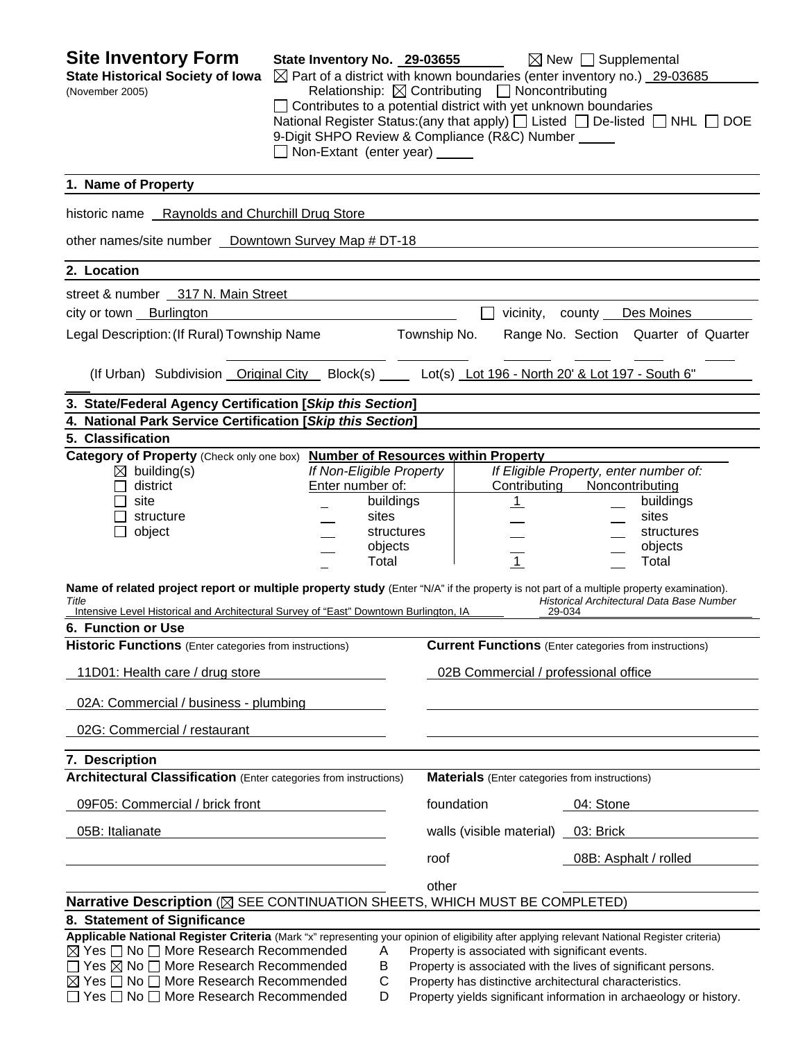# Site Inventory Form

**State Historical Society of Iowa**
(November 2005)

**State Inventory No.** 29-03655 ☒ New ☐ Supplemental

☒ Part of a district with known boundaries (enter inventory no.) 29-03685
Relationship: ☒ Contributing ☐ Noncontributing

☐ Contributes to a potential district with yet unknown boundaries

National Register Status:(any that apply) ☐ Listed ☐ De-listed ☐ NHL ☐ DOE

9-Digit SHPO Review & Compliance (R&C) Number ____

☐ Non-Extant (enter year) ____

## 1. Name of Property

historic name Raynolds and Churchill Drug Store

other names/site number Downtown Survey Map # DT-18

## 2. Location

street & number 317 N. Main Street

city or town Burlington ☐ vicinity, county Des Moines

Legal Description: (If Rural) Township Name ____ Township No. ____ Range No. ____ Section ____ Quarter of Quarter ____

(If Urban) Subdivision Original City Block(s) ____ Lot(s) Lot 196 - North 20' & Lot 197 - South 6"

## 3. State/Federal Agency Certification [*Skip this Section*]

## 4. National Park Service Certification [*Skip this Section*]

## 5. Classification

**Category of Property** (Check only one box)

☒ building(s)
☐ district
☐ site
☐ structure
☐ object

**Number of Resources within Property**

| *If Non-Eligible Property* Enter number of: | | *If Eligible Property, enter number of:* Contributing | Noncontributing | |
|---|---|---|---|---|
| _ | buildings | 1 | _ | buildings |
| _ | sites | _ | _ | sites |
| _ | structures | _ | _ | structures |
| _ | objects | _ | _ | objects |
| _ | Total | 1 | _ | Total |

**Name of related project report or multiple property study** (Enter "N/A" if the property is not part of a multiple property examination).

| *Title* | *Historical Architectural Data Base Number* |
|---|---|
| Intensive Level Historical and Architectural Survey of "East" Downtown Burlington, IA | 29-034 |

## 6. Function or Use

| **Historic Functions** (Enter categories from instructions) | **Current Functions** (Enter categories from instructions) |
|---|---|
| 11D01: Health care / drug store | 02B Commercial / professional office |
| 02A: Commercial / business - plumbing | |
| 02G: Commercial / restaurant | |

## 7. Description

| **Architectural Classification** (Enter categories from instructions) | **Materials** (Enter categories from instructions) | |
|---|---|---|
| 09F05: Commercial / brick front | foundation | 04: Stone |
| 05B: Italianate | walls (visible material) | 03: Brick |
| | roof | 08B: Asphalt / rolled |
| | other | |

**Narrative Description** (☒ SEE CONTINUATION SHEETS, WHICH MUST BE COMPLETED)

## 8. Statement of Significance

**Applicable National Register Criteria** (Mark "x" representing your opinion of eligibility after applying relevant National Register criteria)

☒ Yes ☐ No ☐ More Research Recommended A Property is associated with significant events.
☐ Yes ☒ No ☐ More Research Recommended B Property is associated with the lives of significant persons.
☒ Yes ☐ No ☐ More Research Recommended C Property has distinctive architectural characteristics.
☐ Yes ☐ No ☐ More Research Recommended D Property yields significant information in archaeology or history.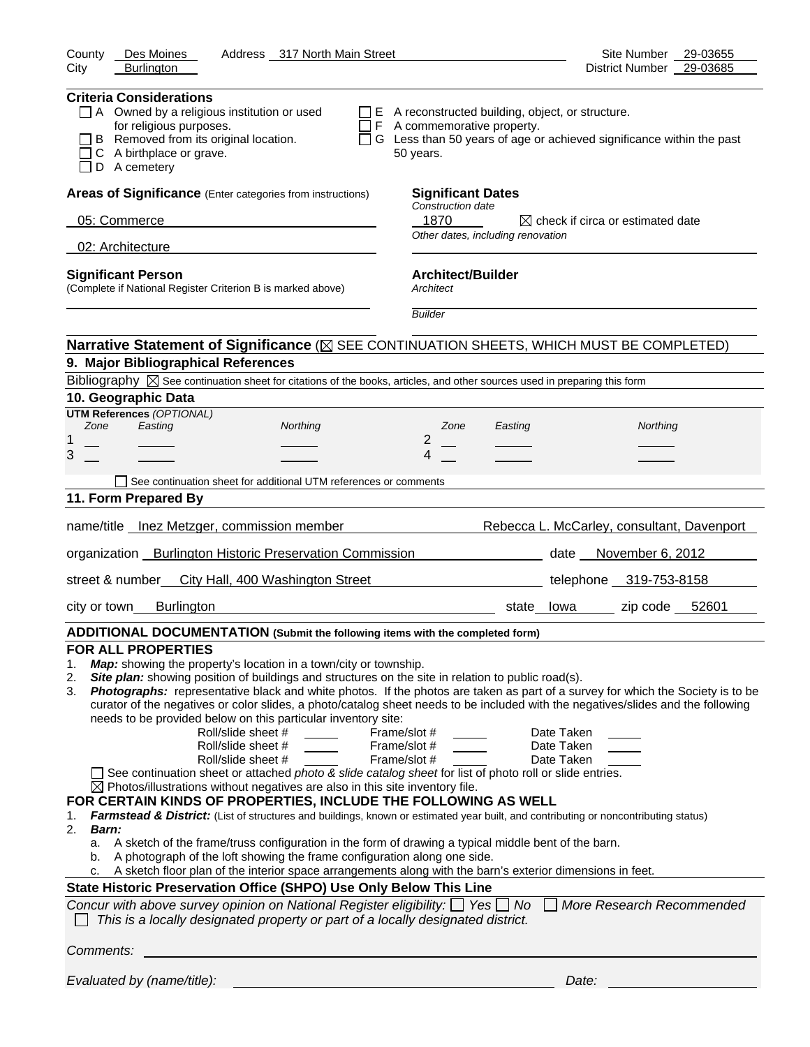County Des Moines Address 317 North Main Street Site Number 29-03655
City Burlington District Number 29-03685

**Criteria Considerations**

- ☐ A Owned by a religious institution or used for religious purposes.
- ☐ B Removed from its original location.
- ☐ C A birthplace or grave.
- ☐ D A cemetery
- ☐ E A reconstructed building, object, or structure.
- ☐ F A commemorative property.
- ☐ G Less than 50 years of age or achieved significance within the past 50 years.

**Areas of Significance** (Enter categories from instructions)

05: Commerce

02: Architecture

**Significant Dates**
*Construction date*
1870 ☒ check if circa or estimated date
*Other dates, including renovation*

**Significant Person**
(Complete if National Register Criterion B is marked above)

**Architect/Builder**
*Architect*

*Builder*

**Narrative Statement of Significance** (☒ SEE CONTINUATION SHEETS, WHICH MUST BE COMPLETED)

**9. Major Bibliographical References**

Bibliography ☒ See continuation sheet for citations of the books, articles, and other sources used in preparing this form

**10. Geographic Data**

**UTM References** *(OPTIONAL)*

| | Zone | Easting | Northing | | Zone | Easting | Northing |
|---|---|---|---|---|---|---|---|
| 1 | | | | 2 | | | |
| 3 | | | | 4 | | | |

☐ See continuation sheet for additional UTM references or comments

**11. Form Prepared By**

name/title Inez Metzger, commission member Rebecca L. McCarley, consultant, Davenport

organization Burlington Historic Preservation Commission date November 6, 2012

street & number City Hall, 400 Washington Street telephone 319-753-8158

city or town Burlington state Iowa zip code 52601

**ADDITIONAL DOCUMENTATION (Submit the following items with the completed form)**

**FOR ALL PROPERTIES**

1. ***Map:*** showing the property's location in a town/city or township.
2. ***Site plan:*** showing position of buildings and structures on the site in relation to public road(s).
3. ***Photographs:*** representative black and white photos. If the photos are taken as part of a survey for which the Society is to be curator of the negatives or color slides, a photo/catalog sheet needs to be included with the negatives/slides and the following needs to be provided below on this particular inventory site:

| Roll/slide sheet # | Frame/slot # | Date Taken |
|---|---|---|
| | | |
| | | |
| | | |

☐ See continuation sheet or attached *photo & slide catalog sheet* for list of photo roll or slide entries.
☒ Photos/illustrations without negatives are also in this site inventory file.

**FOR CERTAIN KINDS OF PROPERTIES, INCLUDE THE FOLLOWING AS WELL**

1. ***Farmstead & District:*** (List of structures and buildings, known or estimated year built, and contributing or noncontributing status)
2. ***Barn:***
   a. A sketch of the frame/truss configuration in the form of drawing a typical middle bent of the barn.
   b. A photograph of the loft showing the frame configuration along one side.
   c. A sketch floor plan of the interior space arrangements along with the barn's exterior dimensions in feet.

**State Historic Preservation Office (SHPO) Use Only Below This Line**

*Concur with above survey opinion on National Register eligibility:* ☐ *Yes* ☐ *No* ☐ *More Research Recommended*
☐ *This is a locally designated property or part of a locally designated district.*

*Comments:*

*Evaluated by (name/title):* *Date:*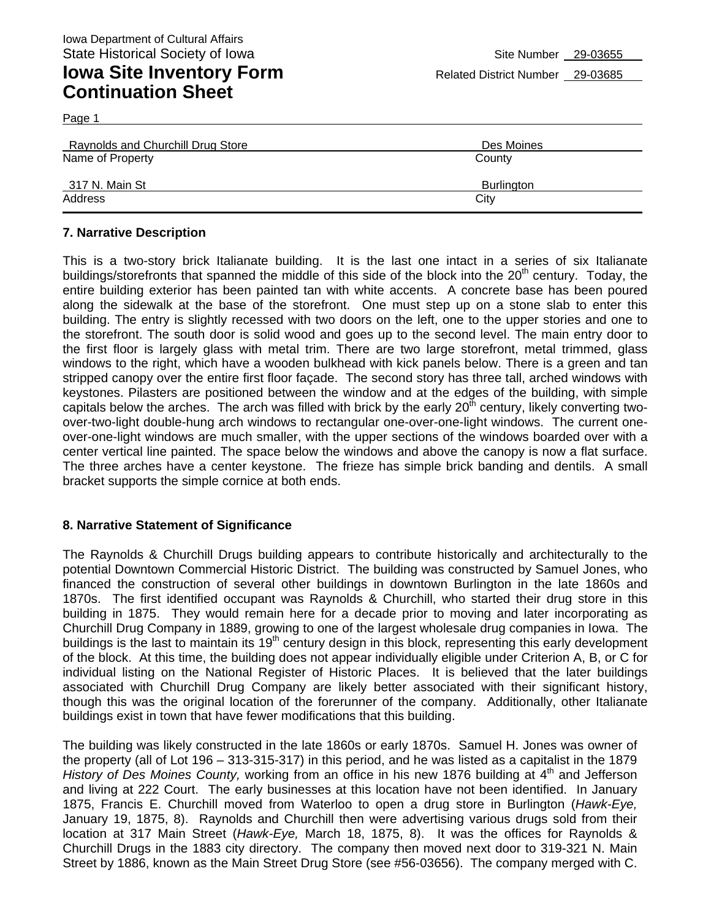Iowa Department of Cultural Affairs
State Historical Society of Iowa

Site Number 29-03655

# Iowa Site Inventory Form Continuation Sheet

Related District Number 29-03685

Page 1

| Name of Property | County |
|---|---|
| Raynolds and Churchill Drug Store | Des Moines |

| Address | City |
|---|---|
| 317 N. Main St | Burlington |

## 7. Narrative Description

This is a two-story brick Italianate building. It is the last one intact in a series of six Italianate buildings/storefronts that spanned the middle of this side of the block into the 20th century. Today, the entire building exterior has been painted tan with white accents. A concrete base has been poured along the sidewalk at the base of the storefront. One must step up on a stone slab to enter this building. The entry is slightly recessed with two doors on the left, one to the upper stories and one to the storefront. The south door is solid wood and goes up to the second level. The main entry door to the first floor is largely glass with metal trim. There are two large storefront, metal trimmed, glass windows to the right, which have a wooden bulkhead with kick panels below. There is a green and tan stripped canopy over the entire first floor façade. The second story has three tall, arched windows with keystones. Pilasters are positioned between the window and at the edges of the building, with simple capitals below the arches. The arch was filled with brick by the early 20th century, likely converting two-over-two-light double-hung arch windows to rectangular one-over-one-light windows. The current one-over-one-light windows are much smaller, with the upper sections of the windows boarded over with a center vertical line painted. The space below the windows and above the canopy is now a flat surface. The three arches have a center keystone. The frieze has simple brick banding and dentils. A small bracket supports the simple cornice at both ends.

## 8. Narrative Statement of Significance

The Raynolds & Churchill Drugs building appears to contribute historically and architecturally to the potential Downtown Commercial Historic District. The building was constructed by Samuel Jones, who financed the construction of several other buildings in downtown Burlington in the late 1860s and 1870s. The first identified occupant was Raynolds & Churchill, who started their drug store in this building in 1875. They would remain here for a decade prior to moving and later incorporating as Churchill Drug Company in 1889, growing to one of the largest wholesale drug companies in Iowa. The buildings is the last to maintain its 19th century design in this block, representing this early development of the block. At this time, the building does not appear individually eligible under Criterion A, B, or C for individual listing on the National Register of Historic Places. It is believed that the later buildings associated with Churchill Drug Company are likely better associated with their significant history, though this was the original location of the forerunner of the company. Additionally, other Italianate buildings exist in town that have fewer modifications that this building.

The building was likely constructed in the late 1860s or early 1870s. Samuel H. Jones was owner of the property (all of Lot 196 – 313-315-317) in this period, and he was listed as a capitalist in the 1879 *History of Des Moines County,* working from an office in his new 1876 building at 4th and Jefferson and living at 222 Court. The early businesses at this location have not been identified. In January 1875, Francis E. Churchill moved from Waterloo to open a drug store in Burlington (*Hawk-Eye,* January 19, 1875, 8). Raynolds and Churchill then were advertising various drugs sold from their location at 317 Main Street (*Hawk-Eye,* March 18, 1875, 8). It was the offices for Raynolds & Churchill Drugs in the 1883 city directory. The company then moved next door to 319-321 N. Main Street by 1886, known as the Main Street Drug Store (see #56-03656). The company merged with C.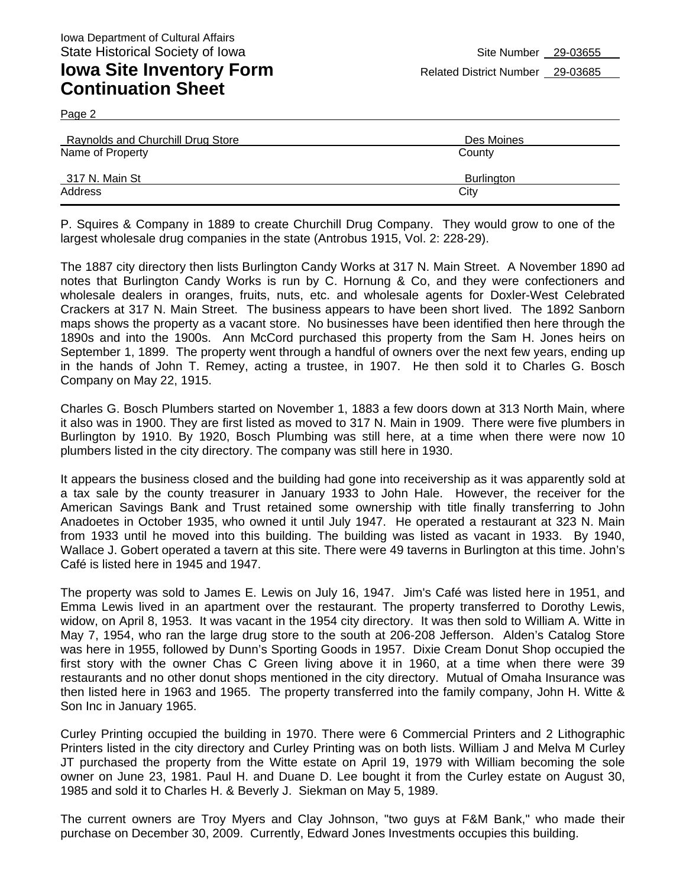Iowa Department of Cultural Affairs
State Historical Society of Iowa

# Iowa Site Inventory Form Continuation Sheet

Site Number 29-03655
Related District Number 29-03685

Page 2

| Raynolds and Churchill Drug Store | Des Moines |
|---|---|
| Name of Property | County |
| 317 N. Main St | Burlington |
| Address | City |

P. Squires & Company in 1889 to create Churchill Drug Company. They would grow to one of the largest wholesale drug companies in the state (Antrobus 1915, Vol. 2: 228-29).

The 1887 city directory then lists Burlington Candy Works at 317 N. Main Street. A November 1890 ad notes that Burlington Candy Works is run by C. Hornung & Co, and they were confectioners and wholesale dealers in oranges, fruits, nuts, etc. and wholesale agents for Doxler-West Celebrated Crackers at 317 N. Main Street. The business appears to have been short lived. The 1892 Sanborn maps shows the property as a vacant store. No businesses have been identified then here through the 1890s and into the 1900s. Ann McCord purchased this property from the Sam H. Jones heirs on September 1, 1899. The property went through a handful of owners over the next few years, ending up in the hands of John T. Remey, acting a trustee, in 1907. He then sold it to Charles G. Bosch Company on May 22, 1915.

Charles G. Bosch Plumbers started on November 1, 1883 a few doors down at 313 North Main, where it also was in 1900. They are first listed as moved to 317 N. Main in 1909. There were five plumbers in Burlington by 1910. By 1920, Bosch Plumbing was still here, at a time when there were now 10 plumbers listed in the city directory. The company was still here in 1930.

It appears the business closed and the building had gone into receivership as it was apparently sold at a tax sale by the county treasurer in January 1933 to John Hale. However, the receiver for the American Savings Bank and Trust retained some ownership with title finally transferring to John Anadoetes in October 1935, who owned it until July 1947. He operated a restaurant at 323 N. Main from 1933 until he moved into this building. The building was listed as vacant in 1933. By 1940, Wallace J. Gobert operated a tavern at this site. There were 49 taverns in Burlington at this time. John's Café is listed here in 1945 and 1947.

The property was sold to James E. Lewis on July 16, 1947. Jim's Café was listed here in 1951, and Emma Lewis lived in an apartment over the restaurant. The property transferred to Dorothy Lewis, widow, on April 8, 1953. It was vacant in the 1954 city directory. It was then sold to William A. Witte in May 7, 1954, who ran the large drug store to the south at 206-208 Jefferson. Alden's Catalog Store was here in 1955, followed by Dunn's Sporting Goods in 1957. Dixie Cream Donut Shop occupied the first story with the owner Chas C Green living above it in 1960, at a time when there were 39 restaurants and no other donut shops mentioned in the city directory. Mutual of Omaha Insurance was then listed here in 1963 and 1965. The property transferred into the family company, John H. Witte & Son Inc in January 1965.

Curley Printing occupied the building in 1970. There were 6 Commercial Printers and 2 Lithographic Printers listed in the city directory and Curley Printing was on both lists. William J and Melva M Curley JT purchased the property from the Witte estate on April 19, 1979 with William becoming the sole owner on June 23, 1981. Paul H. and Duane D. Lee bought it from the Curley estate on August 30, 1985 and sold it to Charles H. & Beverly J. Siekman on May 5, 1989.

The current owners are Troy Myers and Clay Johnson, "two guys at F&M Bank," who made their purchase on December 30, 2009. Currently, Edward Jones Investments occupies this building.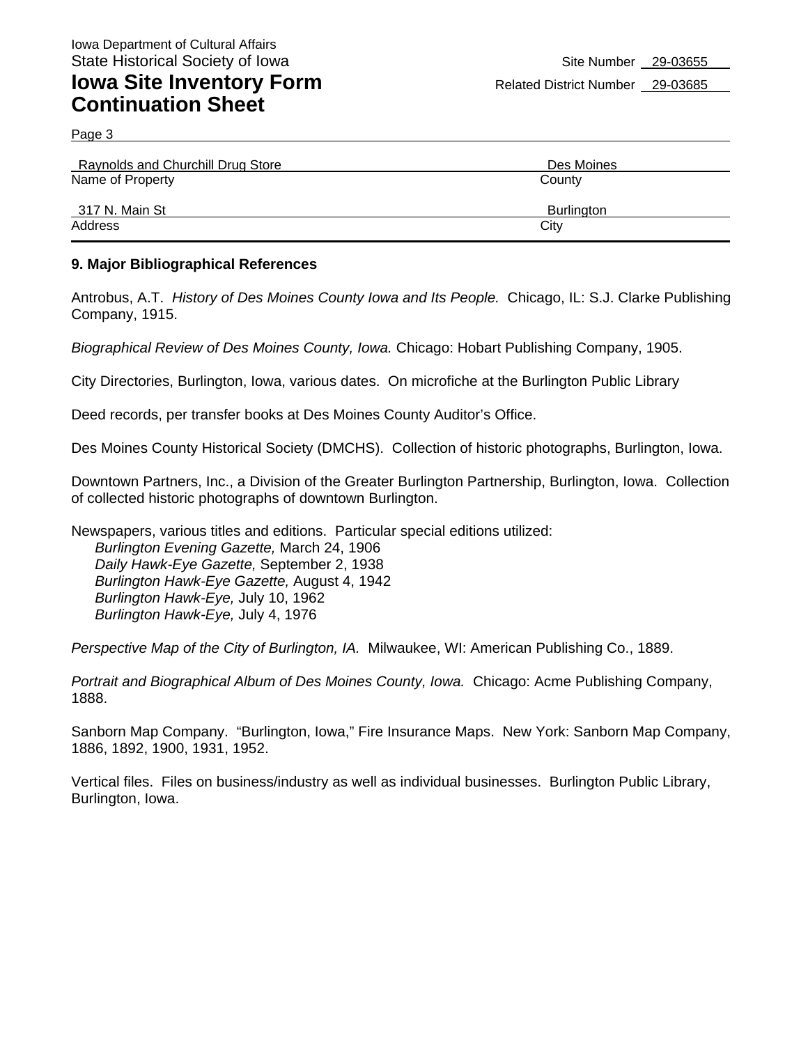Iowa Department of Cultural Affairs
State Historical Society of Iowa

# Iowa Site Inventory Form Continuation Sheet

Site Number 29-03655
Related District Number 29-03685

Page 3

| Raynolds and Churchill Drug Store | Des Moines |
|---|---|
| Name of Property | County |
| 317 N. Main St | Burlington |
| Address | City |

## 9. Major Bibliographical References

Antrobus, A.T. *History of Des Moines County Iowa and Its People.* Chicago, IL: S.J. Clarke Publishing Company, 1915.

*Biographical Review of Des Moines County, Iowa.* Chicago: Hobart Publishing Company, 1905.

City Directories, Burlington, Iowa, various dates. On microfiche at the Burlington Public Library

Deed records, per transfer books at Des Moines County Auditor's Office.

Des Moines County Historical Society (DMCHS). Collection of historic photographs, Burlington, Iowa.

Downtown Partners, Inc., a Division of the Greater Burlington Partnership, Burlington, Iowa. Collection of collected historic photographs of downtown Burlington.

Newspapers, various titles and editions. Particular special editions utilized:
*Burlington Evening Gazette,* March 24, 1906
*Daily Hawk-Eye Gazette,* September 2, 1938
*Burlington Hawk-Eye Gazette,* August 4, 1942
*Burlington Hawk-Eye,* July 10, 1962
*Burlington Hawk-Eye,* July 4, 1976

*Perspective Map of the City of Burlington, IA.* Milwaukee, WI: American Publishing Co., 1889.

*Portrait and Biographical Album of Des Moines County, Iowa.* Chicago: Acme Publishing Company, 1888.

Sanborn Map Company. "Burlington, Iowa," Fire Insurance Maps. New York: Sanborn Map Company, 1886, 1892, 1900, 1931, 1952.

Vertical files. Files on business/industry as well as individual businesses. Burlington Public Library, Burlington, Iowa.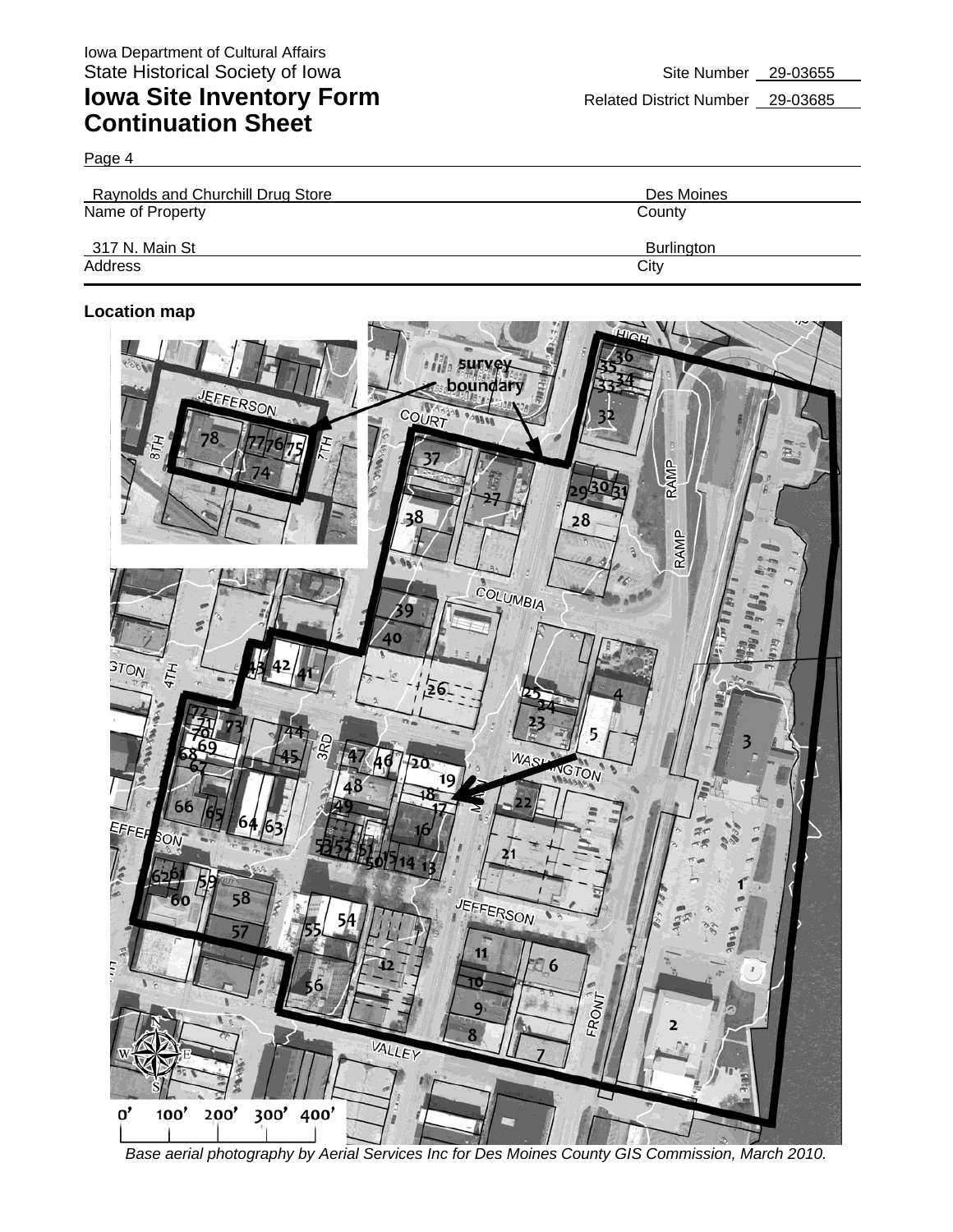Iowa Department of Cultural Affairs
State Historical Society of Iowa

# Iowa Site Inventory Form Continuation Sheet

Site Number 29-03655
Related District Number 29-03685

Page 4

| Raynolds and Churchill Drug Store | Des Moines |
|---|---|
| Name of Property | County |
| 317 N. Main St | Burlington |
| Address | City |

**Location map**

*Base aerial photography by Aerial Services Inc for Des Moines County GIS Commission, March 2010.*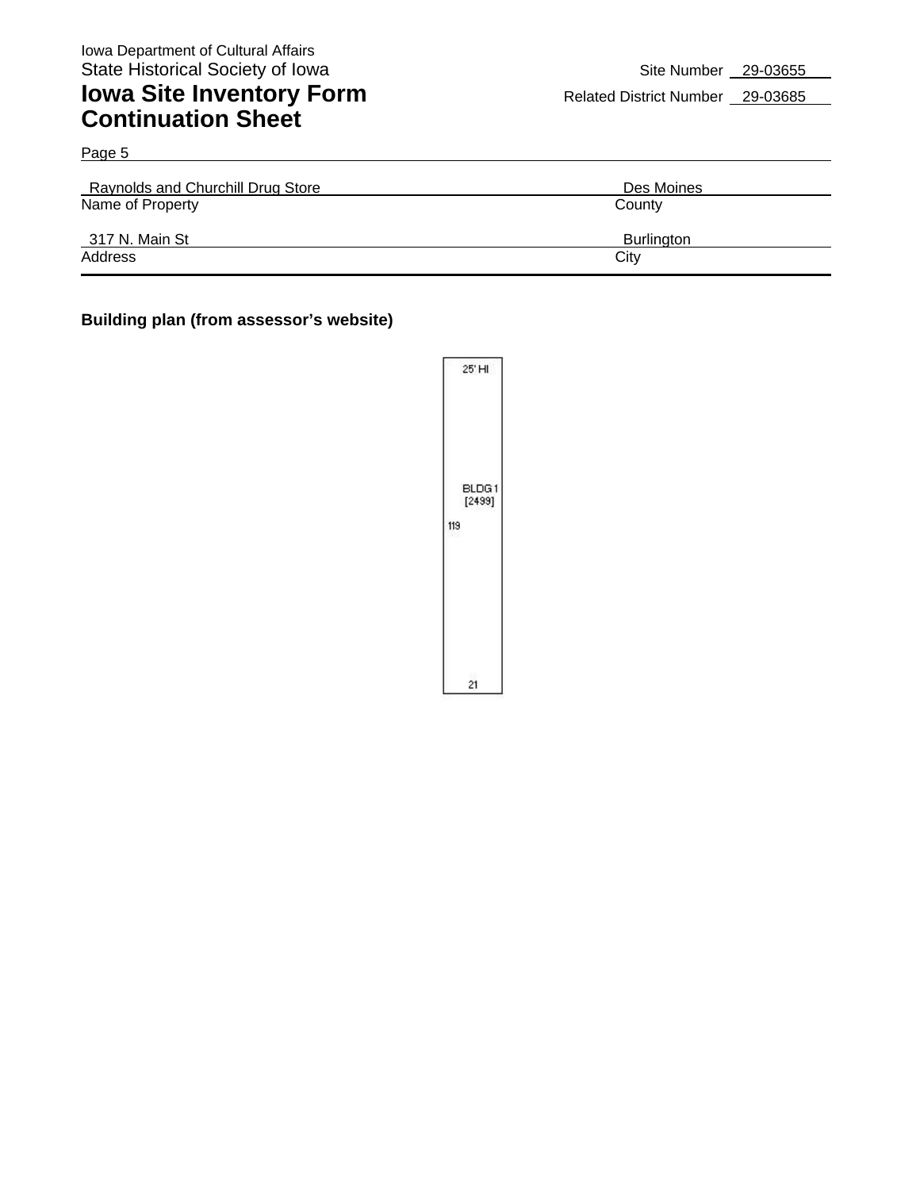Iowa Department of Cultural Affairs
State Historical Society of Iowa

# Iowa Site Inventory Form Continuation Sheet

Site Number 29-03655
Related District Number 29-03685

Page 5

| Raynolds and Churchill Drug Store | Des Moines |
|---|---|
| Name of Property | County |
| 317 N. Main St | Burlington |
| Address | City |

**Building plan (from assessor's website)**

25' HI

BLDG 1
[2499]

119

21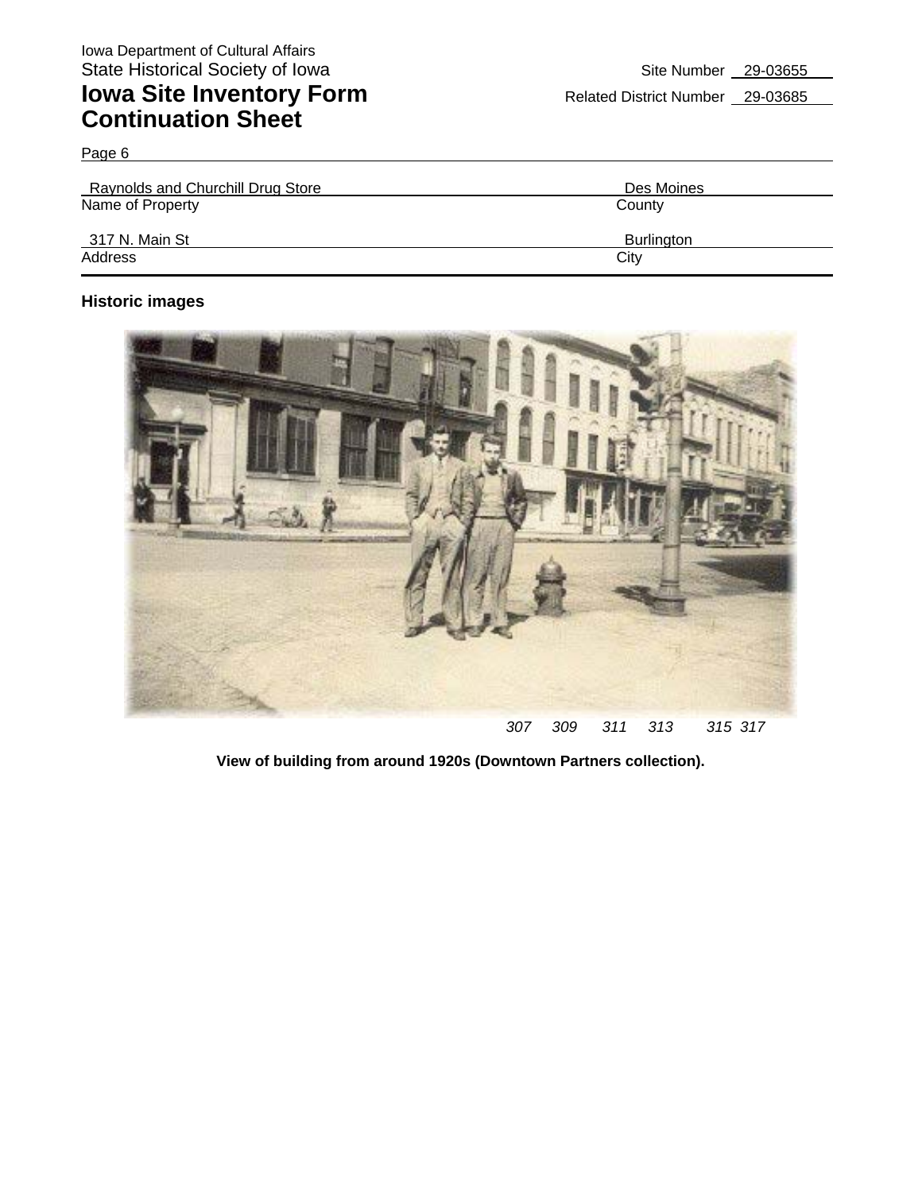Iowa Department of Cultural Affairs
State Historical Society of Iowa

# Iowa Site Inventory Form Continuation Sheet

Site Number 29-03655
Related District Number 29-03685

Page 6

| Raynolds and Churchill Drug Store | Des Moines |
|---|---|
| Name of Property | County |
| 317 N. Main St | Burlington |
| Address | City |

## Historic images

307 309 311 313 315 317

**View of building from around 1920s (Downtown Partners collection).**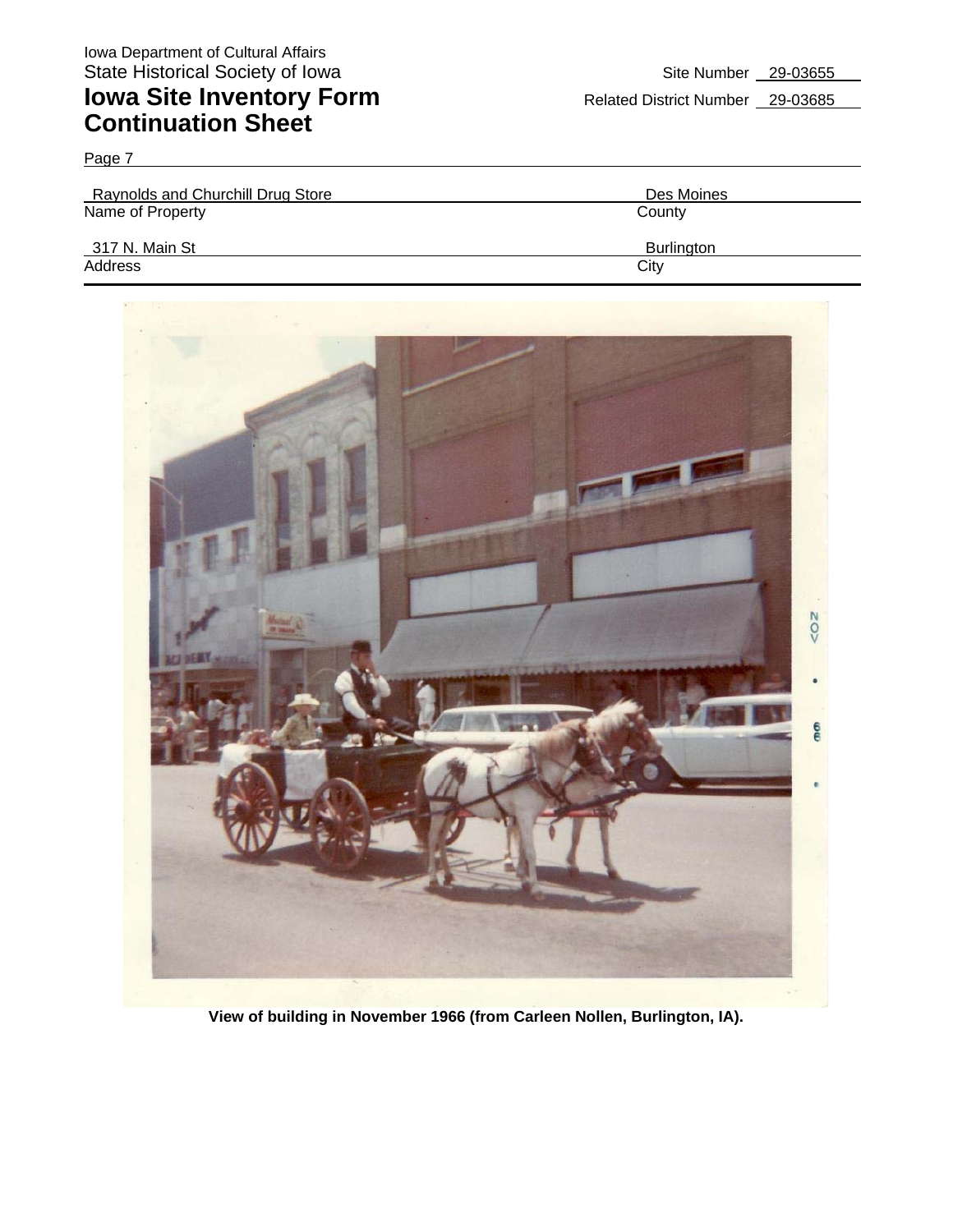Iowa Department of Cultural Affairs
State Historical Society of Iowa

# Iowa Site Inventory Form Continuation Sheet

Site Number 29-03655

Related District Number 29-03685

Page 7

| Raynolds and Churchill Drug Store | Des Moines |
| --- | --- |
| Name of Property | County |
| 317 N. Main St | Burlington |
| Address | City |

**View of building in November 1966 (from Carleen Nollen, Burlington, IA).**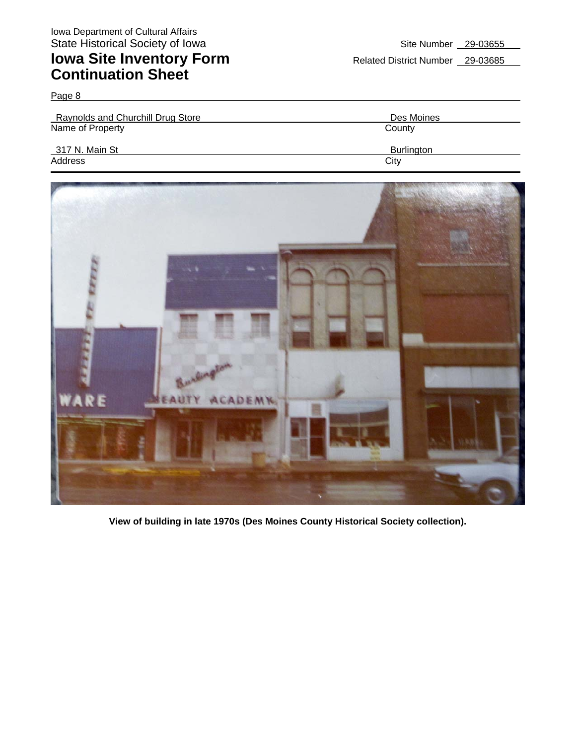Iowa Department of Cultural Affairs
State Historical Society of Iowa

# Iowa Site Inventory Form
## Continuation Sheet

Site Number 29-03655
Related District Number 29-03685

Page 8

| Raynolds and Churchill Drug Store | Des Moines |
|---|---|
| Name of Property | County |
| 317 N. Main St | Burlington |
| Address | City |

**View of building in late 1970s (Des Moines County Historical Society collection).**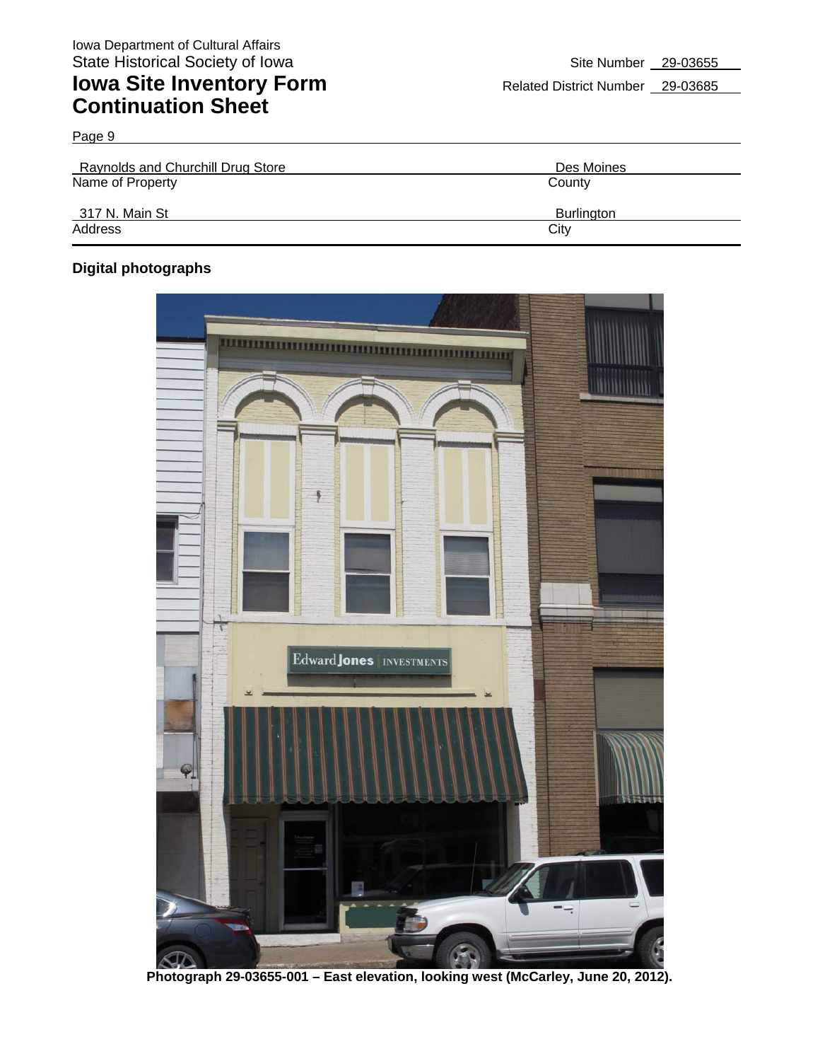Iowa Department of Cultural Affairs
State Historical Society of Iowa

# Iowa Site Inventory Form Continuation Sheet

Site Number 29-03655
Related District Number 29-03685

Page 9

| | |
|---|---|
| Raynolds and Churchill Drug Store | Des Moines |
| Name of Property | County |
| 317 N. Main St | Burlington |
| Address | City |

**Digital photographs**

**Photograph 29-03655-001 – East elevation, looking west (McCarley, June 20, 2012).**